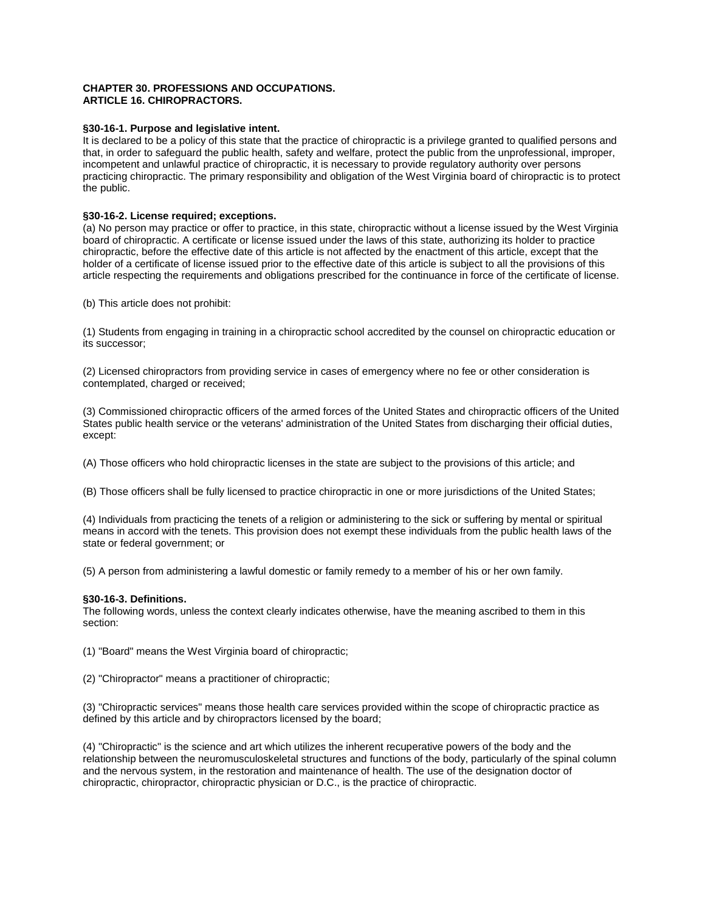**CHAPTER 30. PROFESSIONS AND OCCUPATIONS.**
**ARTICLE 16. CHIROPRACTORS.**

**§30-16-1. Purpose and legislative intent.**
It is declared to be a policy of this state that the practice of chiropractic is a privilege granted to qualified persons and that, in order to safeguard the public health, safety and welfare, protect the public from the unprofessional, improper, incompetent and unlawful practice of chiropractic, it is necessary to provide regulatory authority over persons practicing chiropractic. The primary responsibility and obligation of the West Virginia board of chiropractic is to protect the public.

**§30-16-2. License required; exceptions.**
(a) No person may practice or offer to practice, in this state, chiropractic without a license issued by the West Virginia board of chiropractic. A certificate or license issued under the laws of this state, authorizing its holder to practice chiropractic, before the effective date of this article is not affected by the enactment of this article, except that the holder of a certificate of license issued prior to the effective date of this article is subject to all the provisions of this article respecting the requirements and obligations prescribed for the continuance in force of the certificate of license.

(b) This article does not prohibit:

(1) Students from engaging in training in a chiropractic school accredited by the counsel on chiropractic education or its successor;

(2) Licensed chiropractors from providing service in cases of emergency where no fee or other consideration is contemplated, charged or received;

(3) Commissioned chiropractic officers of the armed forces of the United States and chiropractic officers of the United States public health service or the veterans' administration of the United States from discharging their official duties, except:

(A) Those officers who hold chiropractic licenses in the state are subject to the provisions of this article; and

(B) Those officers shall be fully licensed to practice chiropractic in one or more jurisdictions of the United States;

(4) Individuals from practicing the tenets of a religion or administering to the sick or suffering by mental or spiritual means in accord with the tenets. This provision does not exempt these individuals from the public health laws of the state or federal government; or

(5) A person from administering a lawful domestic or family remedy to a member of his or her own family.

**§30-16-3. Definitions.**
The following words, unless the context clearly indicates otherwise, have the meaning ascribed to them in this section:

(1) "Board" means the West Virginia board of chiropractic;

(2) "Chiropractor" means a practitioner of chiropractic;

(3) "Chiropractic services" means those health care services provided within the scope of chiropractic practice as defined by this article and by chiropractors licensed by the board;

(4) "Chiropractic" is the science and art which utilizes the inherent recuperative powers of the body and the relationship between the neuromusculoskeletal structures and functions of the body, particularly of the spinal column and the nervous system, in the restoration and maintenance of health. The use of the designation doctor of chiropractic, chiropractor, chiropractic physician or D.C., is the practice of chiropractic.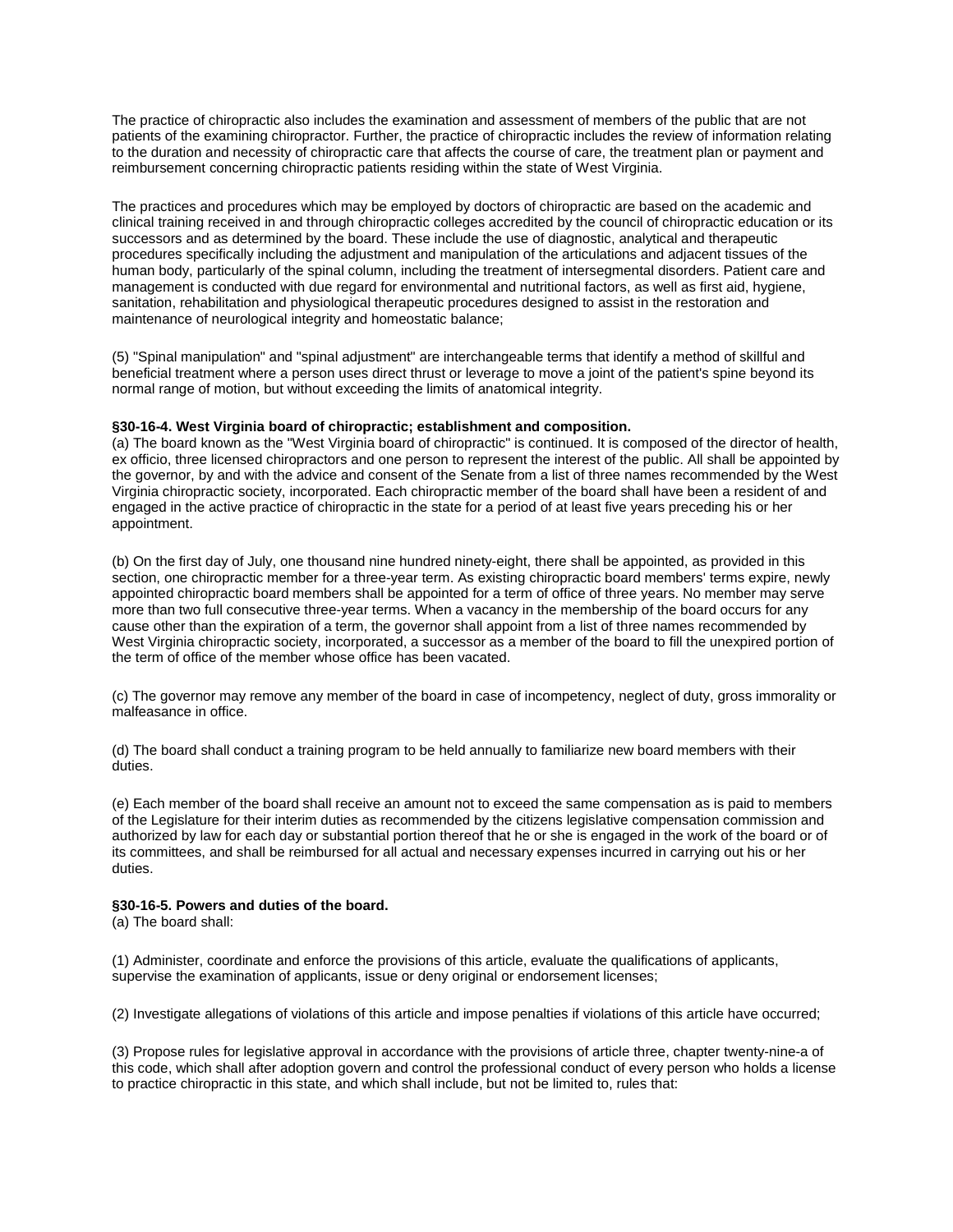The practice of chiropractic also includes the examination and assessment of members of the public that are not patients of the examining chiropractor. Further, the practice of chiropractic includes the review of information relating to the duration and necessity of chiropractic care that affects the course of care, the treatment plan or payment and reimbursement concerning chiropractic patients residing within the state of West Virginia.

The practices and procedures which may be employed by doctors of chiropractic are based on the academic and clinical training received in and through chiropractic colleges accredited by the council of chiropractic education or its successors and as determined by the board. These include the use of diagnostic, analytical and therapeutic procedures specifically including the adjustment and manipulation of the articulations and adjacent tissues of the human body, particularly of the spinal column, including the treatment of intersegmental disorders. Patient care and management is conducted with due regard for environmental and nutritional factors, as well as first aid, hygiene, sanitation, rehabilitation and physiological therapeutic procedures designed to assist in the restoration and maintenance of neurological integrity and homeostatic balance;

(5) "Spinal manipulation" and "spinal adjustment" are interchangeable terms that identify a method of skillful and beneficial treatment where a person uses direct thrust or leverage to move a joint of the patient's spine beyond its normal range of motion, but without exceeding the limits of anatomical integrity.

**§30-16-4. West Virginia board of chiropractic; establishment and composition.**

(a) The board known as the "West Virginia board of chiropractic" is continued. It is composed of the director of health, ex officio, three licensed chiropractors and one person to represent the interest of the public. All shall be appointed by the governor, by and with the advice and consent of the Senate from a list of three names recommended by the West Virginia chiropractic society, incorporated. Each chiropractic member of the board shall have been a resident of and engaged in the active practice of chiropractic in the state for a period of at least five years preceding his or her appointment.

(b) On the first day of July, one thousand nine hundred ninety-eight, there shall be appointed, as provided in this section, one chiropractic member for a three-year term. As existing chiropractic board members' terms expire, newly appointed chiropractic board members shall be appointed for a term of office of three years. No member may serve more than two full consecutive three-year terms. When a vacancy in the membership of the board occurs for any cause other than the expiration of a term, the governor shall appoint from a list of three names recommended by West Virginia chiropractic society, incorporated, a successor as a member of the board to fill the unexpired portion of the term of office of the member whose office has been vacated.

(c) The governor may remove any member of the board in case of incompetency, neglect of duty, gross immorality or malfeasance in office.

(d) The board shall conduct a training program to be held annually to familiarize new board members with their duties.

(e) Each member of the board shall receive an amount not to exceed the same compensation as is paid to members of the Legislature for their interim duties as recommended by the citizens legislative compensation commission and authorized by law for each day or substantial portion thereof that he or she is engaged in the work of the board or of its committees, and shall be reimbursed for all actual and necessary expenses incurred in carrying out his or her duties.

**§30-16-5. Powers and duties of the board.**

(a) The board shall:

(1) Administer, coordinate and enforce the provisions of this article, evaluate the qualifications of applicants, supervise the examination of applicants, issue or deny original or endorsement licenses;

(2) Investigate allegations of violations of this article and impose penalties if violations of this article have occurred;

(3) Propose rules for legislative approval in accordance with the provisions of article three, chapter twenty-nine-a of this code, which shall after adoption govern and control the professional conduct of every person who holds a license to practice chiropractic in this state, and which shall include, but not be limited to, rules that: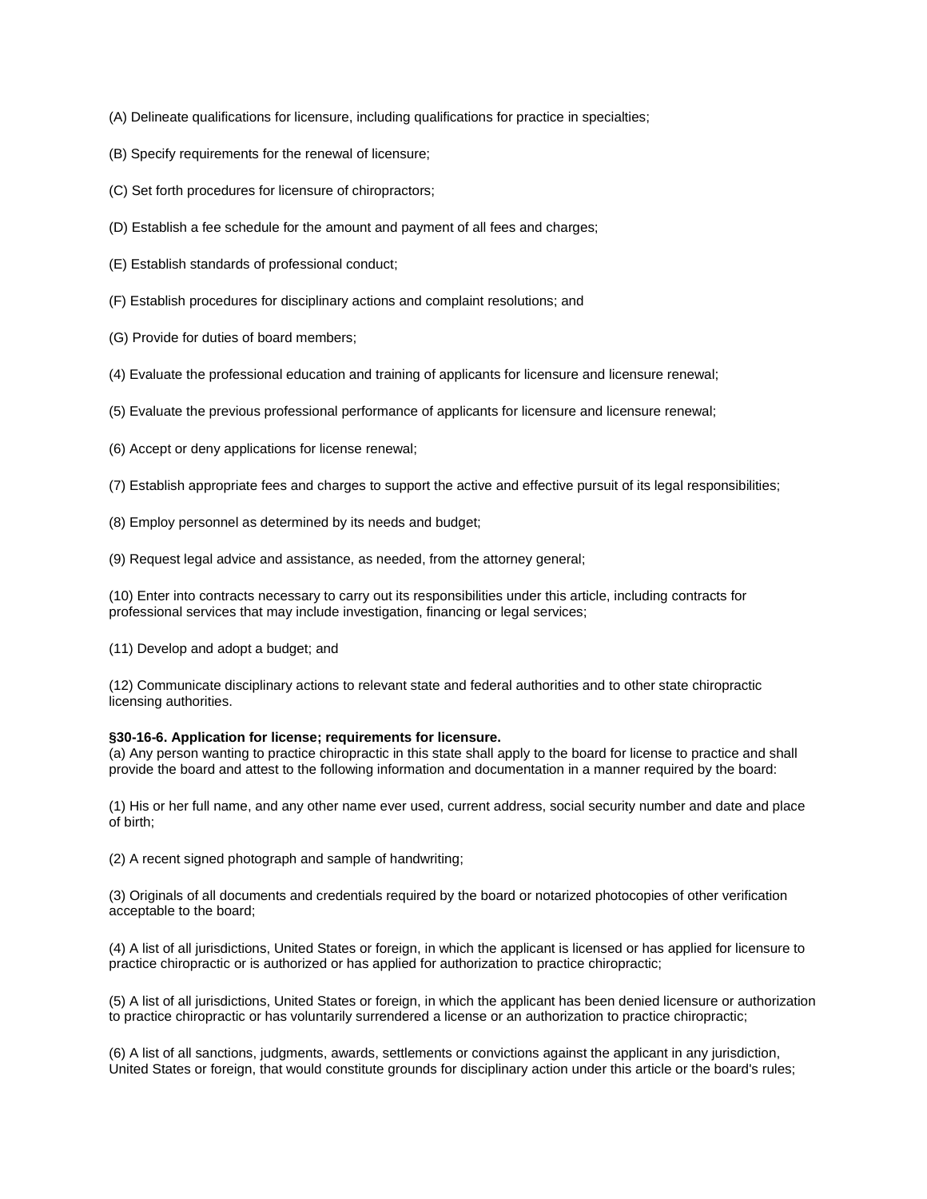(A) Delineate qualifications for licensure, including qualifications for practice in specialties;

(B) Specify requirements for the renewal of licensure;

(C) Set forth procedures for licensure of chiropractors;

(D) Establish a fee schedule for the amount and payment of all fees and charges;

(E) Establish standards of professional conduct;

(F) Establish procedures for disciplinary actions and complaint resolutions; and

(G) Provide for duties of board members;

(4) Evaluate the professional education and training of applicants for licensure and licensure renewal;

(5) Evaluate the previous professional performance of applicants for licensure and licensure renewal;

(6) Accept or deny applications for license renewal;

(7) Establish appropriate fees and charges to support the active and effective pursuit of its legal responsibilities;

(8) Employ personnel as determined by its needs and budget;

(9) Request legal advice and assistance, as needed, from the attorney general;

(10) Enter into contracts necessary to carry out its responsibilities under this article, including contracts for professional services that may include investigation, financing or legal services;

(11) Develop and adopt a budget; and

(12) Communicate disciplinary actions to relevant state and federal authorities and to other state chiropractic licensing authorities.

**§30-16-6. Application for license; requirements for licensure.**

(a) Any person wanting to practice chiropractic in this state shall apply to the board for license to practice and shall provide the board and attest to the following information and documentation in a manner required by the board:

(1) His or her full name, and any other name ever used, current address, social security number and date and place of birth;

(2) A recent signed photograph and sample of handwriting;

(3) Originals of all documents and credentials required by the board or notarized photocopies of other verification acceptable to the board;

(4) A list of all jurisdictions, United States or foreign, in which the applicant is licensed or has applied for licensure to practice chiropractic or is authorized or has applied for authorization to practice chiropractic;

(5) A list of all jurisdictions, United States or foreign, in which the applicant has been denied licensure or authorization to practice chiropractic or has voluntarily surrendered a license or an authorization to practice chiropractic;

(6) A list of all sanctions, judgments, awards, settlements or convictions against the applicant in any jurisdiction, United States or foreign, that would constitute grounds for disciplinary action under this article or the board's rules;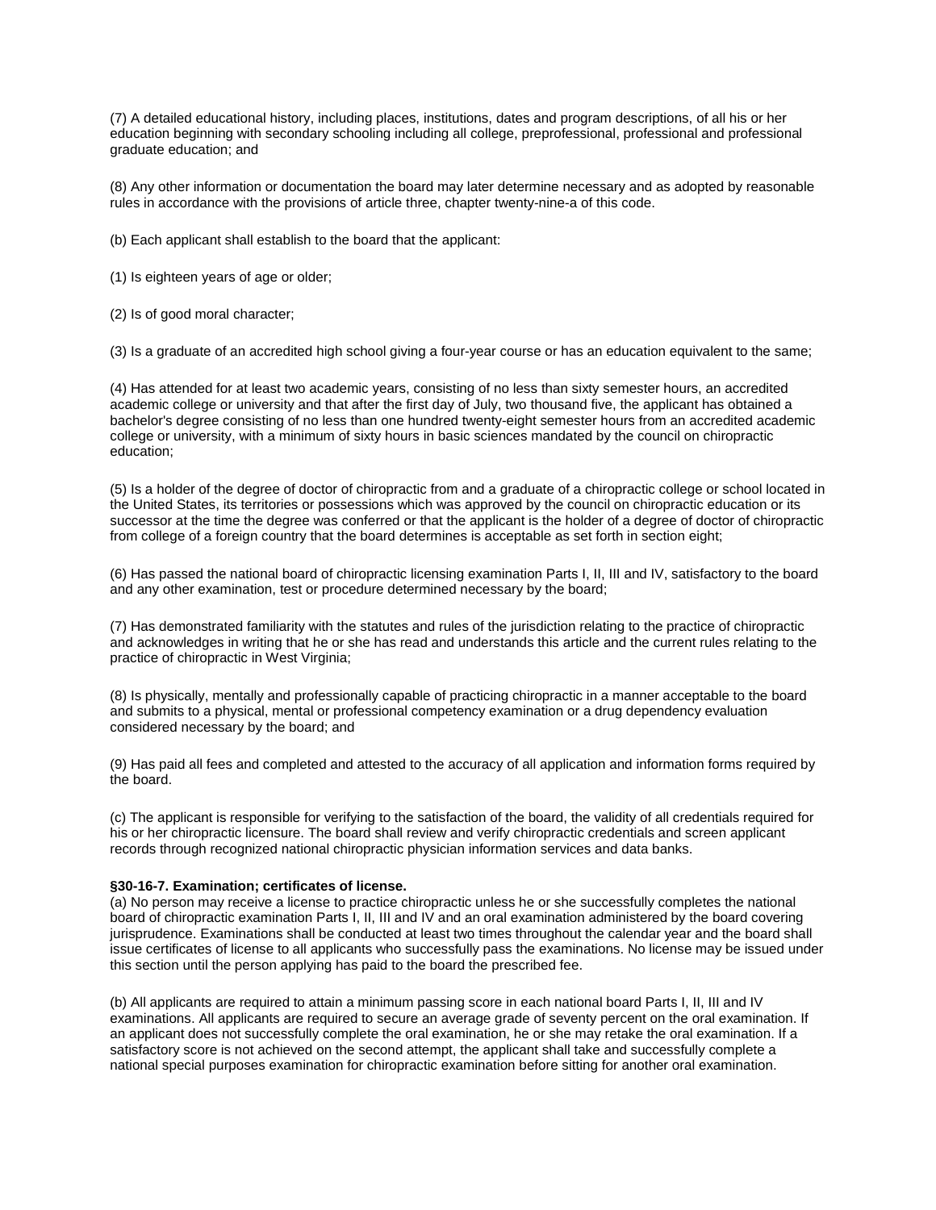(7) A detailed educational history, including places, institutions, dates and program descriptions, of all his or her education beginning with secondary schooling including all college, preprofessional, professional and professional graduate education; and

(8) Any other information or documentation the board may later determine necessary and as adopted by reasonable rules in accordance with the provisions of article three, chapter twenty-nine-a of this code.

(b) Each applicant shall establish to the board that the applicant:

(1) Is eighteen years of age or older;

(2) Is of good moral character;

(3) Is a graduate of an accredited high school giving a four-year course or has an education equivalent to the same;

(4) Has attended for at least two academic years, consisting of no less than sixty semester hours, an accredited academic college or university and that after the first day of July, two thousand five, the applicant has obtained a bachelor's degree consisting of no less than one hundred twenty-eight semester hours from an accredited academic college or university, with a minimum of sixty hours in basic sciences mandated by the council on chiropractic education;

(5) Is a holder of the degree of doctor of chiropractic from and a graduate of a chiropractic college or school located in the United States, its territories or possessions which was approved by the council on chiropractic education or its successor at the time the degree was conferred or that the applicant is the holder of a degree of doctor of chiropractic from college of a foreign country that the board determines is acceptable as set forth in section eight;

(6) Has passed the national board of chiropractic licensing examination Parts I, II, III and IV, satisfactory to the board and any other examination, test or procedure determined necessary by the board;

(7) Has demonstrated familiarity with the statutes and rules of the jurisdiction relating to the practice of chiropractic and acknowledges in writing that he or she has read and understands this article and the current rules relating to the practice of chiropractic in West Virginia;

(8) Is physically, mentally and professionally capable of practicing chiropractic in a manner acceptable to the board and submits to a physical, mental or professional competency examination or a drug dependency evaluation considered necessary by the board; and

(9) Has paid all fees and completed and attested to the accuracy of all application and information forms required by the board.

(c) The applicant is responsible for verifying to the satisfaction of the board, the validity of all credentials required for his or her chiropractic licensure. The board shall review and verify chiropractic credentials and screen applicant records through recognized national chiropractic physician information services and data banks.

**§30-16-7. Examination; certificates of license.**

(a) No person may receive a license to practice chiropractic unless he or she successfully completes the national board of chiropractic examination Parts I, II, III and IV and an oral examination administered by the board covering jurisprudence. Examinations shall be conducted at least two times throughout the calendar year and the board shall issue certificates of license to all applicants who successfully pass the examinations. No license may be issued under this section until the person applying has paid to the board the prescribed fee.

(b) All applicants are required to attain a minimum passing score in each national board Parts I, II, III and IV examinations. All applicants are required to secure an average grade of seventy percent on the oral examination. If an applicant does not successfully complete the oral examination, he or she may retake the oral examination. If a satisfactory score is not achieved on the second attempt, the applicant shall take and successfully complete a national special purposes examination for chiropractic examination before sitting for another oral examination.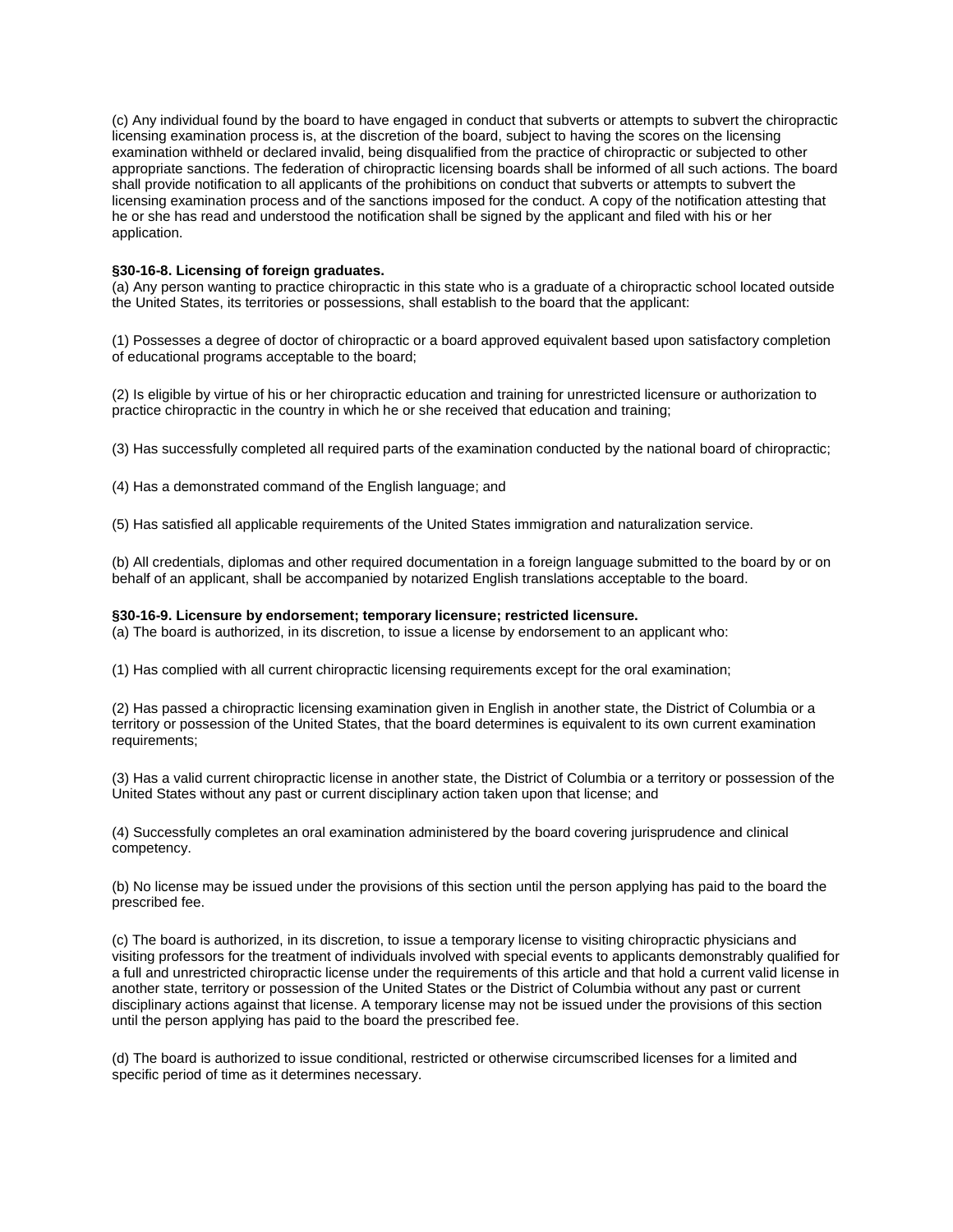(c) Any individual found by the board to have engaged in conduct that subverts or attempts to subvert the chiropractic licensing examination process is, at the discretion of the board, subject to having the scores on the licensing examination withheld or declared invalid, being disqualified from the practice of chiropractic or subjected to other appropriate sanctions. The federation of chiropractic licensing boards shall be informed of all such actions. The board shall provide notification to all applicants of the prohibitions on conduct that subverts or attempts to subvert the licensing examination process and of the sanctions imposed for the conduct. A copy of the notification attesting that he or she has read and understood the notification shall be signed by the applicant and filed with his or her application.

**§30-16-8. Licensing of foreign graduates.**

(a) Any person wanting to practice chiropractic in this state who is a graduate of a chiropractic school located outside the United States, its territories or possessions, shall establish to the board that the applicant:

(1) Possesses a degree of doctor of chiropractic or a board approved equivalent based upon satisfactory completion of educational programs acceptable to the board;

(2) Is eligible by virtue of his or her chiropractic education and training for unrestricted licensure or authorization to practice chiropractic in the country in which he or she received that education and training;

(3) Has successfully completed all required parts of the examination conducted by the national board of chiropractic;

(4) Has a demonstrated command of the English language; and

(5) Has satisfied all applicable requirements of the United States immigration and naturalization service.

(b) All credentials, diplomas and other required documentation in a foreign language submitted to the board by or on behalf of an applicant, shall be accompanied by notarized English translations acceptable to the board.

**§30-16-9. Licensure by endorsement; temporary licensure; restricted licensure.**

(a) The board is authorized, in its discretion, to issue a license by endorsement to an applicant who:

(1) Has complied with all current chiropractic licensing requirements except for the oral examination;

(2) Has passed a chiropractic licensing examination given in English in another state, the District of Columbia or a territory or possession of the United States, that the board determines is equivalent to its own current examination requirements;

(3) Has a valid current chiropractic license in another state, the District of Columbia or a territory or possession of the United States without any past or current disciplinary action taken upon that license; and

(4) Successfully completes an oral examination administered by the board covering jurisprudence and clinical competency.

(b) No license may be issued under the provisions of this section until the person applying has paid to the board the prescribed fee.

(c) The board is authorized, in its discretion, to issue a temporary license to visiting chiropractic physicians and visiting professors for the treatment of individuals involved with special events to applicants demonstrably qualified for a full and unrestricted chiropractic license under the requirements of this article and that hold a current valid license in another state, territory or possession of the United States or the District of Columbia without any past or current disciplinary actions against that license. A temporary license may not be issued under the provisions of this section until the person applying has paid to the board the prescribed fee.

(d) The board is authorized to issue conditional, restricted or otherwise circumscribed licenses for a limited and specific period of time as it determines necessary.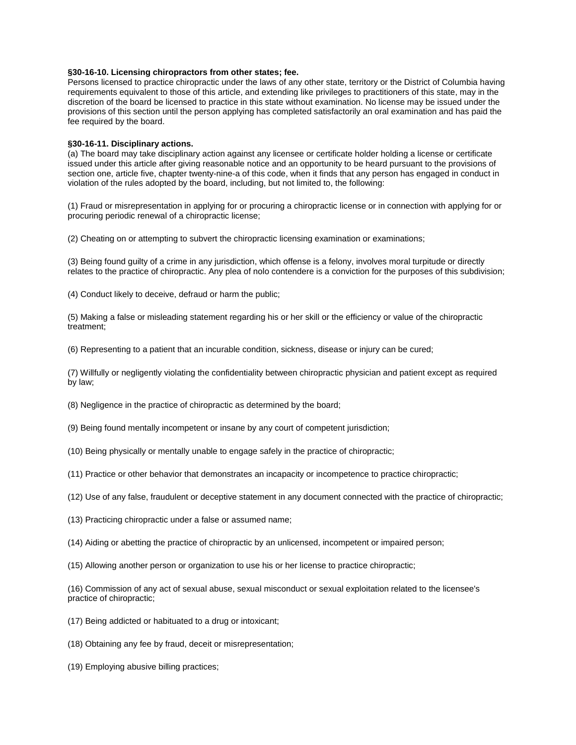**§30-16-10. Licensing chiropractors from other states; fee.**
Persons licensed to practice chiropractic under the laws of any other state, territory or the District of Columbia having requirements equivalent to those of this article, and extending like privileges to practitioners of this state, may in the discretion of the board be licensed to practice in this state without examination. No license may be issued under the provisions of this section until the person applying has completed satisfactorily an oral examination and has paid the fee required by the board.

**§30-16-11. Disciplinary actions.**
(a) The board may take disciplinary action against any licensee or certificate holder holding a license or certificate issued under this article after giving reasonable notice and an opportunity to be heard pursuant to the provisions of section one, article five, chapter twenty-nine-a of this code, when it finds that any person has engaged in conduct in violation of the rules adopted by the board, including, but not limited to, the following:

(1) Fraud or misrepresentation in applying for or procuring a chiropractic license or in connection with applying for or procuring periodic renewal of a chiropractic license;

(2) Cheating on or attempting to subvert the chiropractic licensing examination or examinations;

(3) Being found guilty of a crime in any jurisdiction, which offense is a felony, involves moral turpitude or directly relates to the practice of chiropractic. Any plea of nolo contendere is a conviction for the purposes of this subdivision;

(4) Conduct likely to deceive, defraud or harm the public;

(5) Making a false or misleading statement regarding his or her skill or the efficiency or value of the chiropractic treatment;

(6) Representing to a patient that an incurable condition, sickness, disease or injury can be cured;

(7) Willfully or negligently violating the confidentiality between chiropractic physician and patient except as required by law;

(8) Negligence in the practice of chiropractic as determined by the board;

(9) Being found mentally incompetent or insane by any court of competent jurisdiction;

(10) Being physically or mentally unable to engage safely in the practice of chiropractic;

(11) Practice or other behavior that demonstrates an incapacity or incompetence to practice chiropractic;

(12) Use of any false, fraudulent or deceptive statement in any document connected with the practice of chiropractic;

(13) Practicing chiropractic under a false or assumed name;

(14) Aiding or abetting the practice of chiropractic by an unlicensed, incompetent or impaired person;

(15) Allowing another person or organization to use his or her license to practice chiropractic;

(16) Commission of any act of sexual abuse, sexual misconduct or sexual exploitation related to the licensee's practice of chiropractic;

(17) Being addicted or habituated to a drug or intoxicant;

(18) Obtaining any fee by fraud, deceit or misrepresentation;

(19) Employing abusive billing practices;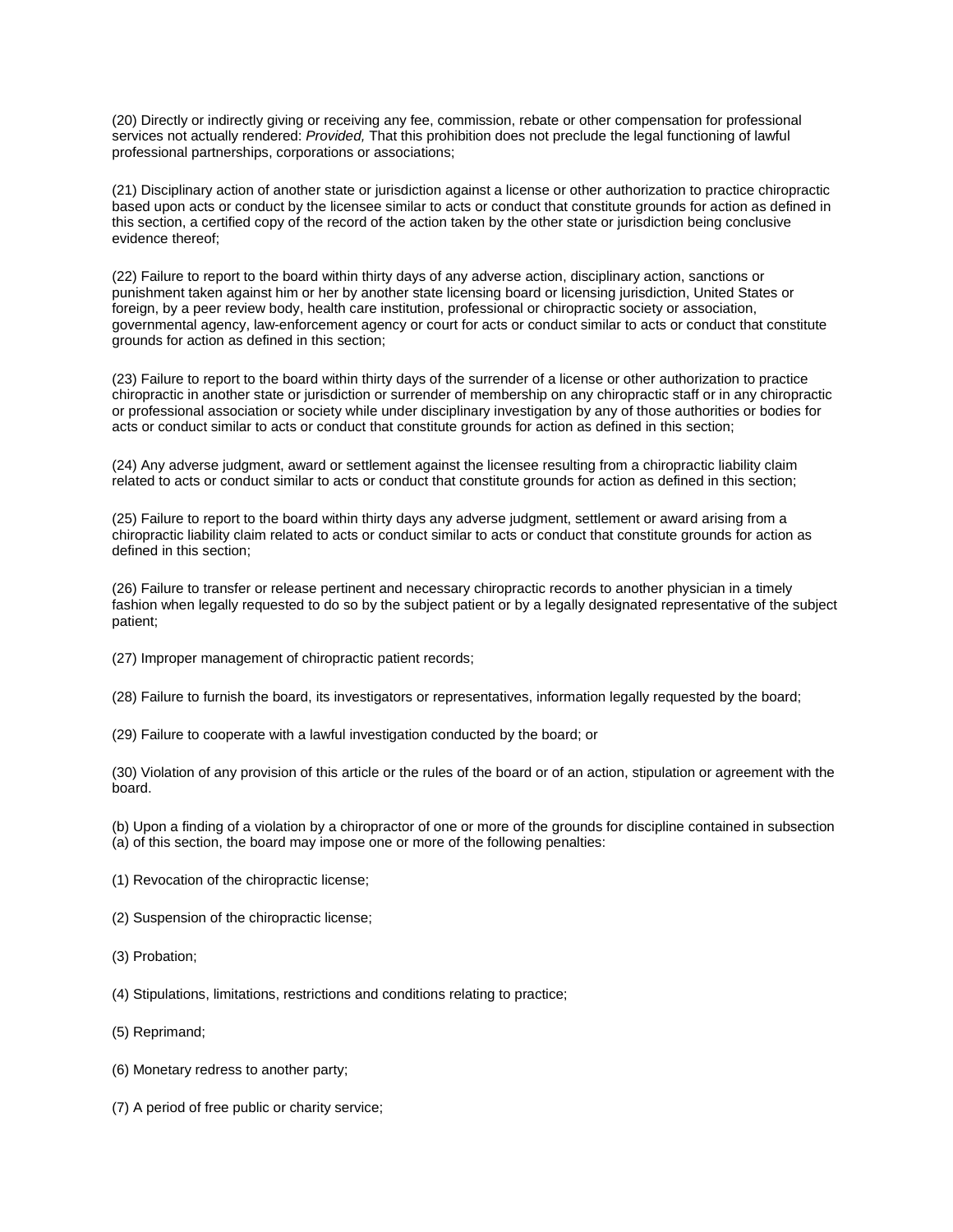(20) Directly or indirectly giving or receiving any fee, commission, rebate or other compensation for professional services not actually rendered: *Provided,* That this prohibition does not preclude the legal functioning of lawful professional partnerships, corporations or associations;

(21) Disciplinary action of another state or jurisdiction against a license or other authorization to practice chiropractic based upon acts or conduct by the licensee similar to acts or conduct that constitute grounds for action as defined in this section, a certified copy of the record of the action taken by the other state or jurisdiction being conclusive evidence thereof;

(22) Failure to report to the board within thirty days of any adverse action, disciplinary action, sanctions or punishment taken against him or her by another state licensing board or licensing jurisdiction, United States or foreign, by a peer review body, health care institution, professional or chiropractic society or association, governmental agency, law-enforcement agency or court for acts or conduct similar to acts or conduct that constitute grounds for action as defined in this section;

(23) Failure to report to the board within thirty days of the surrender of a license or other authorization to practice chiropractic in another state or jurisdiction or surrender of membership on any chiropractic staff or in any chiropractic or professional association or society while under disciplinary investigation by any of those authorities or bodies for acts or conduct similar to acts or conduct that constitute grounds for action as defined in this section;

(24) Any adverse judgment, award or settlement against the licensee resulting from a chiropractic liability claim related to acts or conduct similar to acts or conduct that constitute grounds for action as defined in this section;

(25) Failure to report to the board within thirty days any adverse judgment, settlement or award arising from a chiropractic liability claim related to acts or conduct similar to acts or conduct that constitute grounds for action as defined in this section;

(26) Failure to transfer or release pertinent and necessary chiropractic records to another physician in a timely fashion when legally requested to do so by the subject patient or by a legally designated representative of the subject patient;

(27) Improper management of chiropractic patient records;

(28) Failure to furnish the board, its investigators or representatives, information legally requested by the board;

(29) Failure to cooperate with a lawful investigation conducted by the board; or

(30) Violation of any provision of this article or the rules of the board or of an action, stipulation or agreement with the board.

(b) Upon a finding of a violation by a chiropractor of one or more of the grounds for discipline contained in subsection (a) of this section, the board may impose one or more of the following penalties:

(1) Revocation of the chiropractic license;

(2) Suspension of the chiropractic license;

(3) Probation;

(4) Stipulations, limitations, restrictions and conditions relating to practice;

(5) Reprimand;

(6) Monetary redress to another party;

(7) A period of free public or charity service;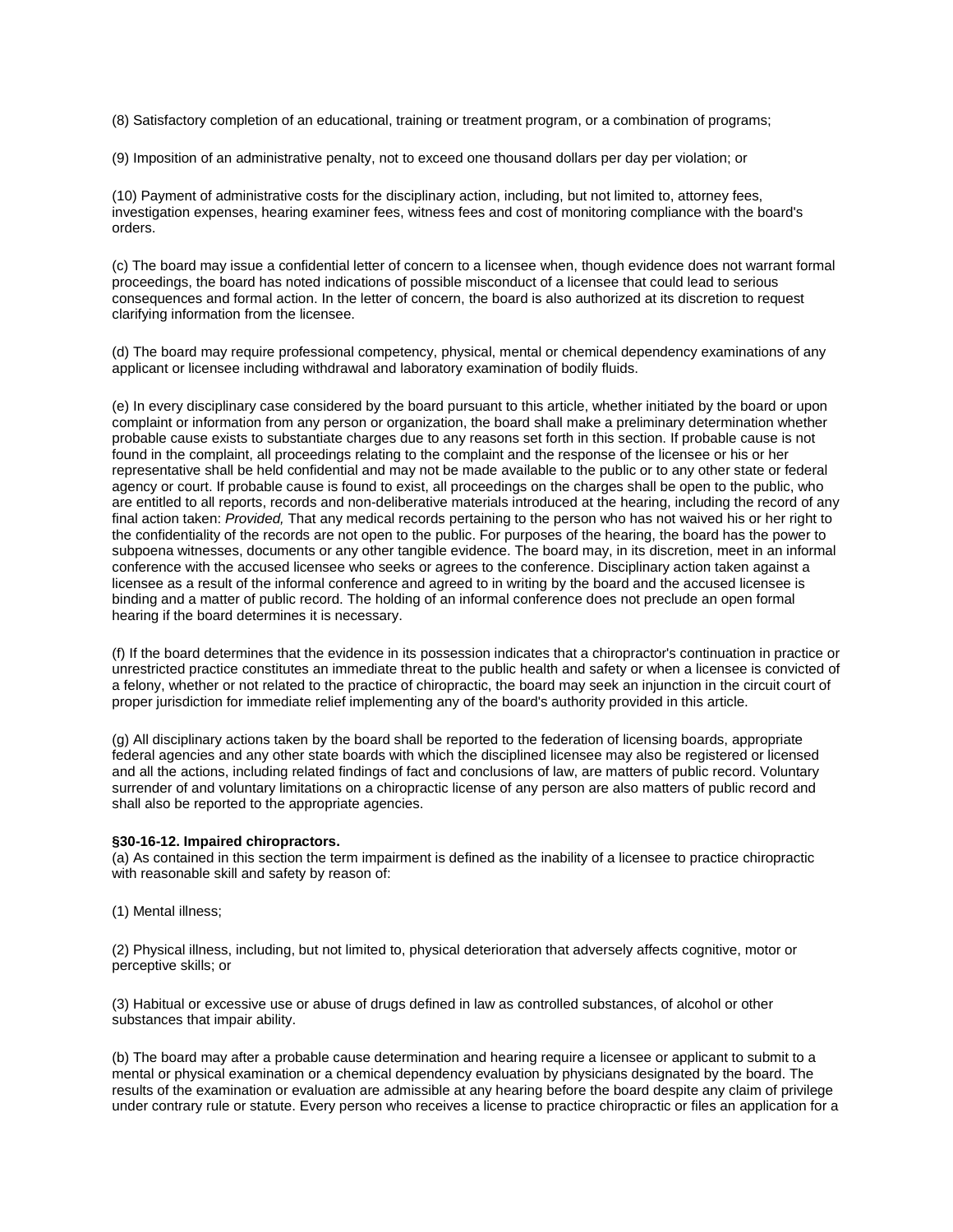(8) Satisfactory completion of an educational, training or treatment program, or a combination of programs;

(9) Imposition of an administrative penalty, not to exceed one thousand dollars per day per violation; or

(10) Payment of administrative costs for the disciplinary action, including, but not limited to, attorney fees, investigation expenses, hearing examiner fees, witness fees and cost of monitoring compliance with the board's orders.

(c) The board may issue a confidential letter of concern to a licensee when, though evidence does not warrant formal proceedings, the board has noted indications of possible misconduct of a licensee that could lead to serious consequences and formal action. In the letter of concern, the board is also authorized at its discretion to request clarifying information from the licensee.

(d) The board may require professional competency, physical, mental or chemical dependency examinations of any applicant or licensee including withdrawal and laboratory examination of bodily fluids.

(e) In every disciplinary case considered by the board pursuant to this article, whether initiated by the board or upon complaint or information from any person or organization, the board shall make a preliminary determination whether probable cause exists to substantiate charges due to any reasons set forth in this section. If probable cause is not found in the complaint, all proceedings relating to the complaint and the response of the licensee or his or her representative shall be held confidential and may not be made available to the public or to any other state or federal agency or court. If probable cause is found to exist, all proceedings on the charges shall be open to the public, who are entitled to all reports, records and non-deliberative materials introduced at the hearing, including the record of any final action taken: *Provided,* That any medical records pertaining to the person who has not waived his or her right to the confidentiality of the records are not open to the public. For purposes of the hearing, the board has the power to subpoena witnesses, documents or any other tangible evidence. The board may, in its discretion, meet in an informal conference with the accused licensee who seeks or agrees to the conference. Disciplinary action taken against a licensee as a result of the informal conference and agreed to in writing by the board and the accused licensee is binding and a matter of public record. The holding of an informal conference does not preclude an open formal hearing if the board determines it is necessary.

(f) If the board determines that the evidence in its possession indicates that a chiropractor's continuation in practice or unrestricted practice constitutes an immediate threat to the public health and safety or when a licensee is convicted of a felony, whether or not related to the practice of chiropractic, the board may seek an injunction in the circuit court of proper jurisdiction for immediate relief implementing any of the board's authority provided in this article.

(g) All disciplinary actions taken by the board shall be reported to the federation of licensing boards, appropriate federal agencies and any other state boards with which the disciplined licensee may also be registered or licensed and all the actions, including related findings of fact and conclusions of law, are matters of public record. Voluntary surrender of and voluntary limitations on a chiropractic license of any person are also matters of public record and shall also be reported to the appropriate agencies.

**§30-16-12. Impaired chiropractors.**

(a) As contained in this section the term impairment is defined as the inability of a licensee to practice chiropractic with reasonable skill and safety by reason of:

(1) Mental illness;

(2) Physical illness, including, but not limited to, physical deterioration that adversely affects cognitive, motor or perceptive skills; or

(3) Habitual or excessive use or abuse of drugs defined in law as controlled substances, of alcohol or other substances that impair ability.

(b) The board may after a probable cause determination and hearing require a licensee or applicant to submit to a mental or physical examination or a chemical dependency evaluation by physicians designated by the board. The results of the examination or evaluation are admissible at any hearing before the board despite any claim of privilege under contrary rule or statute. Every person who receives a license to practice chiropractic or files an application for a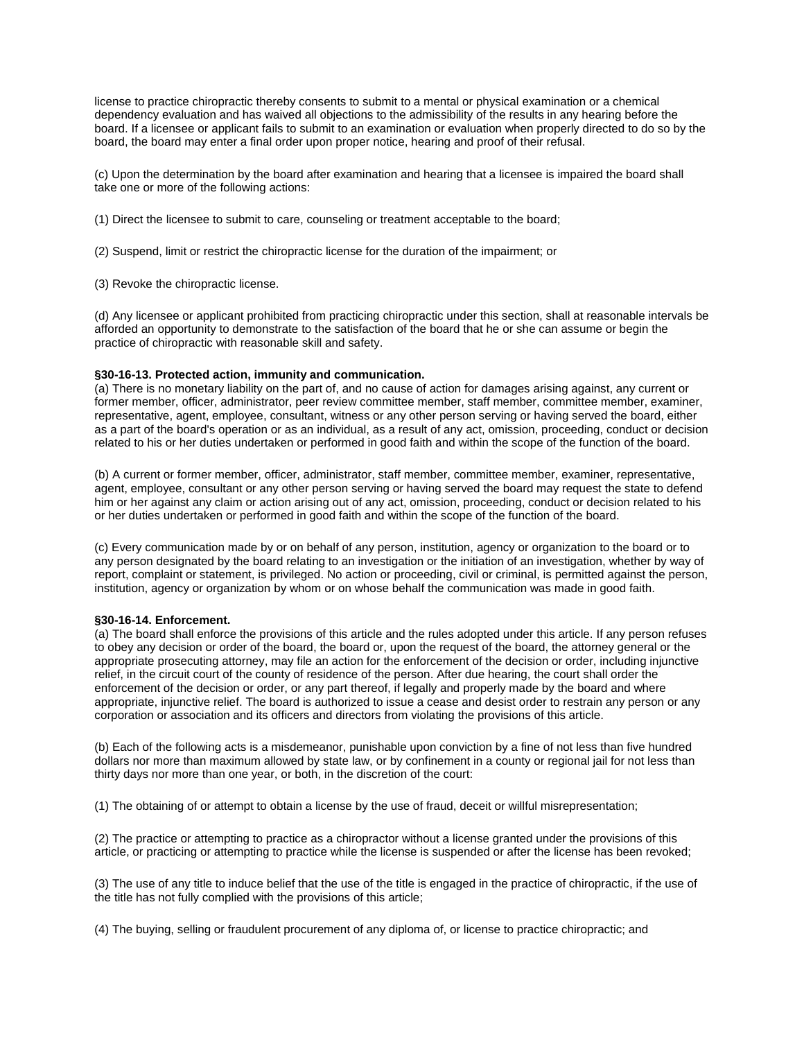license to practice chiropractic thereby consents to submit to a mental or physical examination or a chemical dependency evaluation and has waived all objections to the admissibility of the results in any hearing before the board. If a licensee or applicant fails to submit to an examination or evaluation when properly directed to do so by the board, the board may enter a final order upon proper notice, hearing and proof of their refusal.

(c) Upon the determination by the board after examination and hearing that a licensee is impaired the board shall take one or more of the following actions:

(1) Direct the licensee to submit to care, counseling or treatment acceptable to the board;

(2) Suspend, limit or restrict the chiropractic license for the duration of the impairment; or

(3) Revoke the chiropractic license.

(d) Any licensee or applicant prohibited from practicing chiropractic under this section, shall at reasonable intervals be afforded an opportunity to demonstrate to the satisfaction of the board that he or she can assume or begin the practice of chiropractic with reasonable skill and safety.

**§30-16-13. Protected action, immunity and communication.**
(a) There is no monetary liability on the part of, and no cause of action for damages arising against, any current or former member, officer, administrator, peer review committee member, staff member, committee member, examiner, representative, agent, employee, consultant, witness or any other person serving or having served the board, either as a part of the board's operation or as an individual, as a result of any act, omission, proceeding, conduct or decision related to his or her duties undertaken or performed in good faith and within the scope of the function of the board.

(b) A current or former member, officer, administrator, staff member, committee member, examiner, representative, agent, employee, consultant or any other person serving or having served the board may request the state to defend him or her against any claim or action arising out of any act, omission, proceeding, conduct or decision related to his or her duties undertaken or performed in good faith and within the scope of the function of the board.

(c) Every communication made by or on behalf of any person, institution, agency or organization to the board or to any person designated by the board relating to an investigation or the initiation of an investigation, whether by way of report, complaint or statement, is privileged. No action or proceeding, civil or criminal, is permitted against the person, institution, agency or organization by whom or on whose behalf the communication was made in good faith.

**§30-16-14. Enforcement.**
(a) The board shall enforce the provisions of this article and the rules adopted under this article. If any person refuses to obey any decision or order of the board, the board or, upon the request of the board, the attorney general or the appropriate prosecuting attorney, may file an action for the enforcement of the decision or order, including injunctive relief, in the circuit court of the county of residence of the person. After due hearing, the court shall order the enforcement of the decision or order, or any part thereof, if legally and properly made by the board and where appropriate, injunctive relief. The board is authorized to issue a cease and desist order to restrain any person or any corporation or association and its officers and directors from violating the provisions of this article.

(b) Each of the following acts is a misdemeanor, punishable upon conviction by a fine of not less than five hundred dollars nor more than maximum allowed by state law, or by confinement in a county or regional jail for not less than thirty days nor more than one year, or both, in the discretion of the court:

(1) The obtaining of or attempt to obtain a license by the use of fraud, deceit or willful misrepresentation;

(2) The practice or attempting to practice as a chiropractor without a license granted under the provisions of this article, or practicing or attempting to practice while the license is suspended or after the license has been revoked;

(3) The use of any title to induce belief that the use of the title is engaged in the practice of chiropractic, if the use of the title has not fully complied with the provisions of this article;

(4) The buying, selling or fraudulent procurement of any diploma of, or license to practice chiropractic; and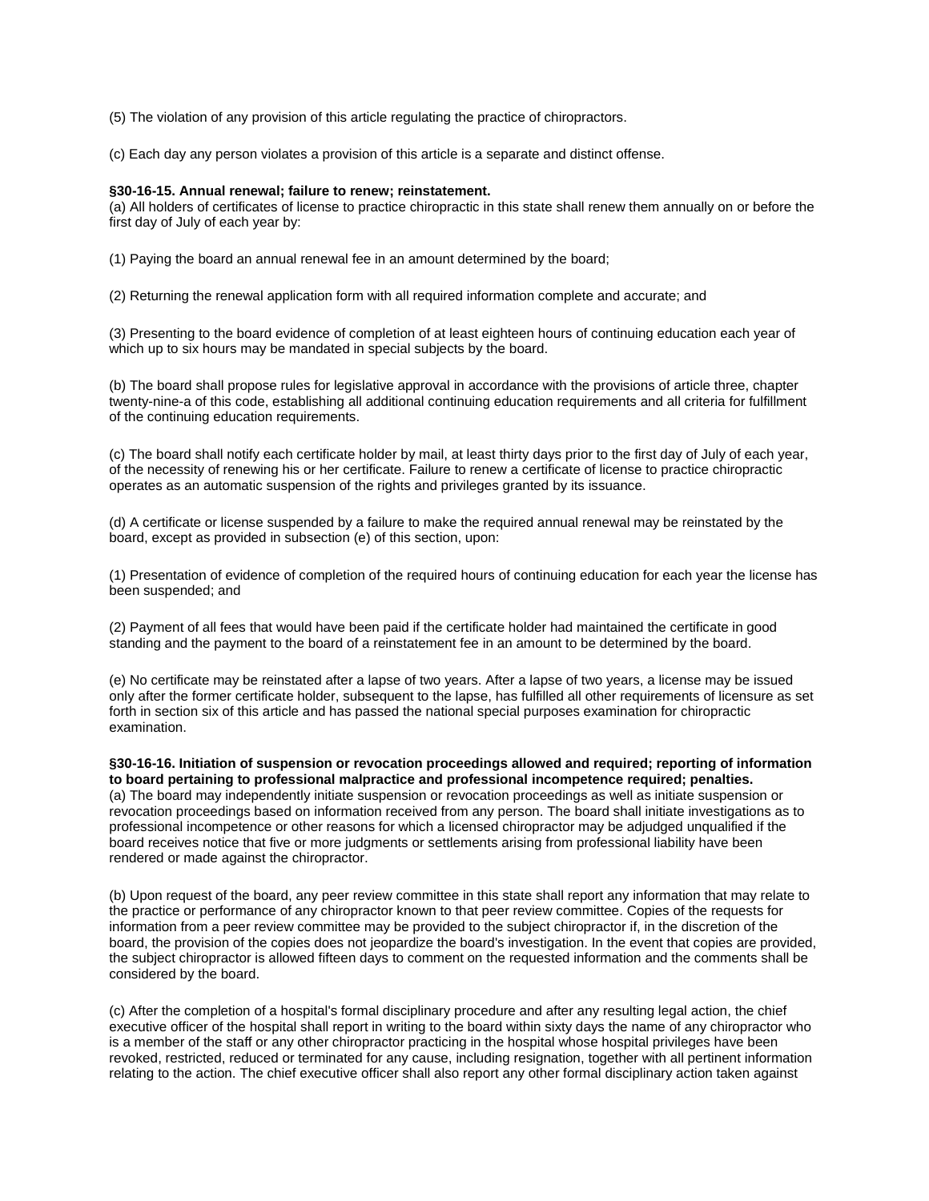(5) The violation of any provision of this article regulating the practice of chiropractors.

(c) Each day any person violates a provision of this article is a separate and distinct offense.

**§30-16-15. Annual renewal; failure to renew; reinstatement.**

(a) All holders of certificates of license to practice chiropractic in this state shall renew them annually on or before the first day of July of each year by:

(1) Paying the board an annual renewal fee in an amount determined by the board;

(2) Returning the renewal application form with all required information complete and accurate; and

(3) Presenting to the board evidence of completion of at least eighteen hours of continuing education each year of which up to six hours may be mandated in special subjects by the board.

(b) The board shall propose rules for legislative approval in accordance with the provisions of article three, chapter twenty-nine-a of this code, establishing all additional continuing education requirements and all criteria for fulfillment of the continuing education requirements.

(c) The board shall notify each certificate holder by mail, at least thirty days prior to the first day of July of each year, of the necessity of renewing his or her certificate. Failure to renew a certificate of license to practice chiropractic operates as an automatic suspension of the rights and privileges granted by its issuance.

(d) A certificate or license suspended by a failure to make the required annual renewal may be reinstated by the board, except as provided in subsection (e) of this section, upon:

(1) Presentation of evidence of completion of the required hours of continuing education for each year the license has been suspended; and

(2) Payment of all fees that would have been paid if the certificate holder had maintained the certificate in good standing and the payment to the board of a reinstatement fee in an amount to be determined by the board.

(e) No certificate may be reinstated after a lapse of two years. After a lapse of two years, a license may be issued only after the former certificate holder, subsequent to the lapse, has fulfilled all other requirements of licensure as set forth in section six of this article and has passed the national special purposes examination for chiropractic examination.

**§30-16-16. Initiation of suspension or revocation proceedings allowed and required; reporting of information to board pertaining to professional malpractice and professional incompetence required; penalties.**

(a) The board may independently initiate suspension or revocation proceedings as well as initiate suspension or revocation proceedings based on information received from any person. The board shall initiate investigations as to professional incompetence or other reasons for which a licensed chiropractor may be adjudged unqualified if the board receives notice that five or more judgments or settlements arising from professional liability have been rendered or made against the chiropractor.

(b) Upon request of the board, any peer review committee in this state shall report any information that may relate to the practice or performance of any chiropractor known to that peer review committee. Copies of the requests for information from a peer review committee may be provided to the subject chiropractor if, in the discretion of the board, the provision of the copies does not jeopardize the board's investigation. In the event that copies are provided, the subject chiropractor is allowed fifteen days to comment on the requested information and the comments shall be considered by the board.

(c) After the completion of a hospital's formal disciplinary procedure and after any resulting legal action, the chief executive officer of the hospital shall report in writing to the board within sixty days the name of any chiropractor who is a member of the staff or any other chiropractor practicing in the hospital whose hospital privileges have been revoked, restricted, reduced or terminated for any cause, including resignation, together with all pertinent information relating to the action. The chief executive officer shall also report any other formal disciplinary action taken against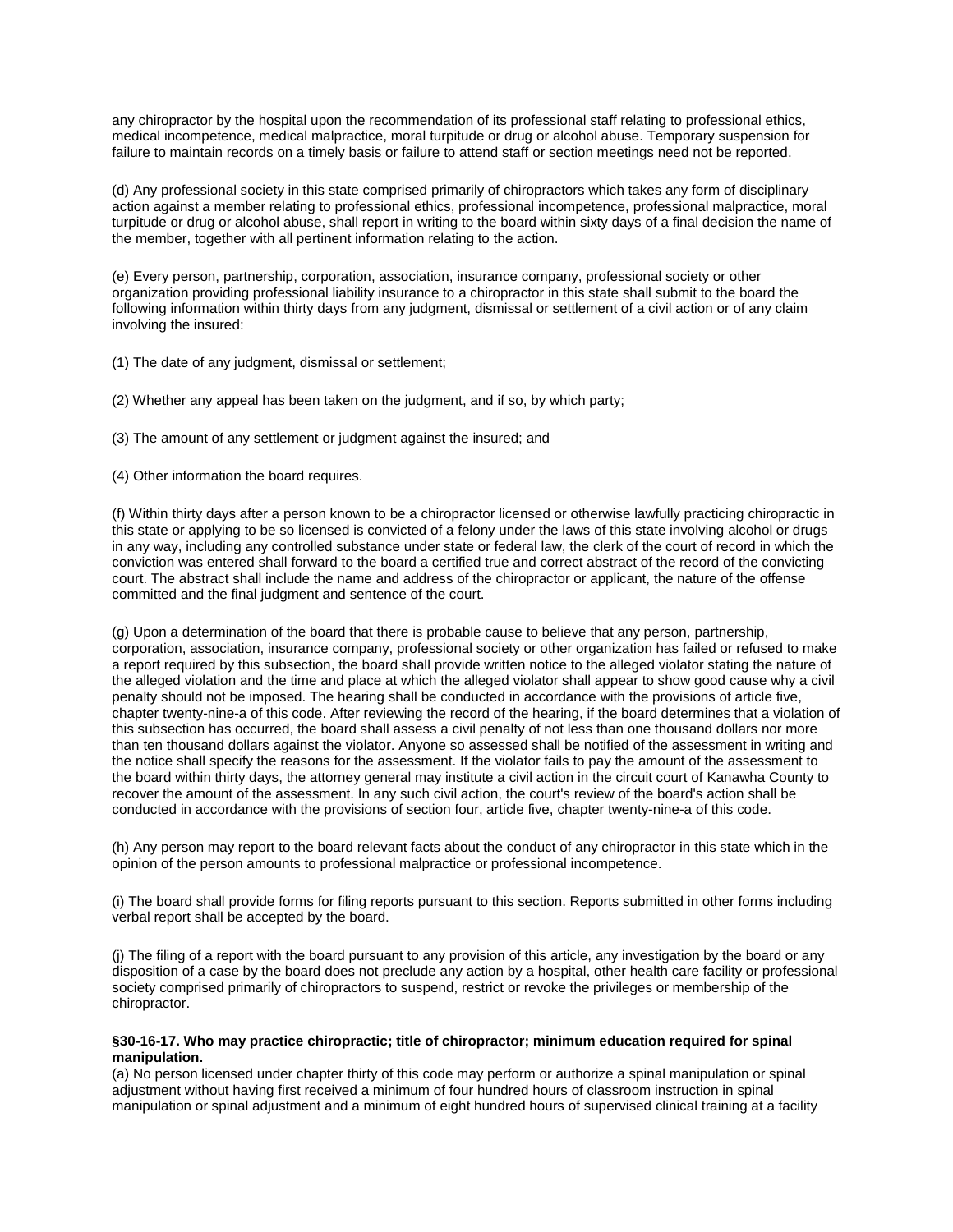any chiropractor by the hospital upon the recommendation of its professional staff relating to professional ethics, medical incompetence, medical malpractice, moral turpitude or drug or alcohol abuse. Temporary suspension for failure to maintain records on a timely basis or failure to attend staff or section meetings need not be reported.

(d) Any professional society in this state comprised primarily of chiropractors which takes any form of disciplinary action against a member relating to professional ethics, professional incompetence, professional malpractice, moral turpitude or drug or alcohol abuse, shall report in writing to the board within sixty days of a final decision the name of the member, together with all pertinent information relating to the action.

(e) Every person, partnership, corporation, association, insurance company, professional society or other organization providing professional liability insurance to a chiropractor in this state shall submit to the board the following information within thirty days from any judgment, dismissal or settlement of a civil action or of any claim involving the insured:

(1) The date of any judgment, dismissal or settlement;

(2) Whether any appeal has been taken on the judgment, and if so, by which party;

(3) The amount of any settlement or judgment against the insured; and

(4) Other information the board requires.

(f) Within thirty days after a person known to be a chiropractor licensed or otherwise lawfully practicing chiropractic in this state or applying to be so licensed is convicted of a felony under the laws of this state involving alcohol or drugs in any way, including any controlled substance under state or federal law, the clerk of the court of record in which the conviction was entered shall forward to the board a certified true and correct abstract of the record of the convicting court. The abstract shall include the name and address of the chiropractor or applicant, the nature of the offense committed and the final judgment and sentence of the court.

(g) Upon a determination of the board that there is probable cause to believe that any person, partnership, corporation, association, insurance company, professional society or other organization has failed or refused to make a report required by this subsection, the board shall provide written notice to the alleged violator stating the nature of the alleged violation and the time and place at which the alleged violator shall appear to show good cause why a civil penalty should not be imposed. The hearing shall be conducted in accordance with the provisions of article five, chapter twenty-nine-a of this code. After reviewing the record of the hearing, if the board determines that a violation of this subsection has occurred, the board shall assess a civil penalty of not less than one thousand dollars nor more than ten thousand dollars against the violator. Anyone so assessed shall be notified of the assessment in writing and the notice shall specify the reasons for the assessment. If the violator fails to pay the amount of the assessment to the board within thirty days, the attorney general may institute a civil action in the circuit court of Kanawha County to recover the amount of the assessment. In any such civil action, the court's review of the board's action shall be conducted in accordance with the provisions of section four, article five, chapter twenty-nine-a of this code.

(h) Any person may report to the board relevant facts about the conduct of any chiropractor in this state which in the opinion of the person amounts to professional malpractice or professional incompetence.

(i) The board shall provide forms for filing reports pursuant to this section. Reports submitted in other forms including verbal report shall be accepted by the board.

(j) The filing of a report with the board pursuant to any provision of this article, any investigation by the board or any disposition of a case by the board does not preclude any action by a hospital, other health care facility or professional society comprised primarily of chiropractors to suspend, restrict or revoke the privileges or membership of the chiropractor.

**§30-16-17. Who may practice chiropractic; title of chiropractor; minimum education required for spinal manipulation.**

(a) No person licensed under chapter thirty of this code may perform or authorize a spinal manipulation or spinal adjustment without having first received a minimum of four hundred hours of classroom instruction in spinal manipulation or spinal adjustment and a minimum of eight hundred hours of supervised clinical training at a facility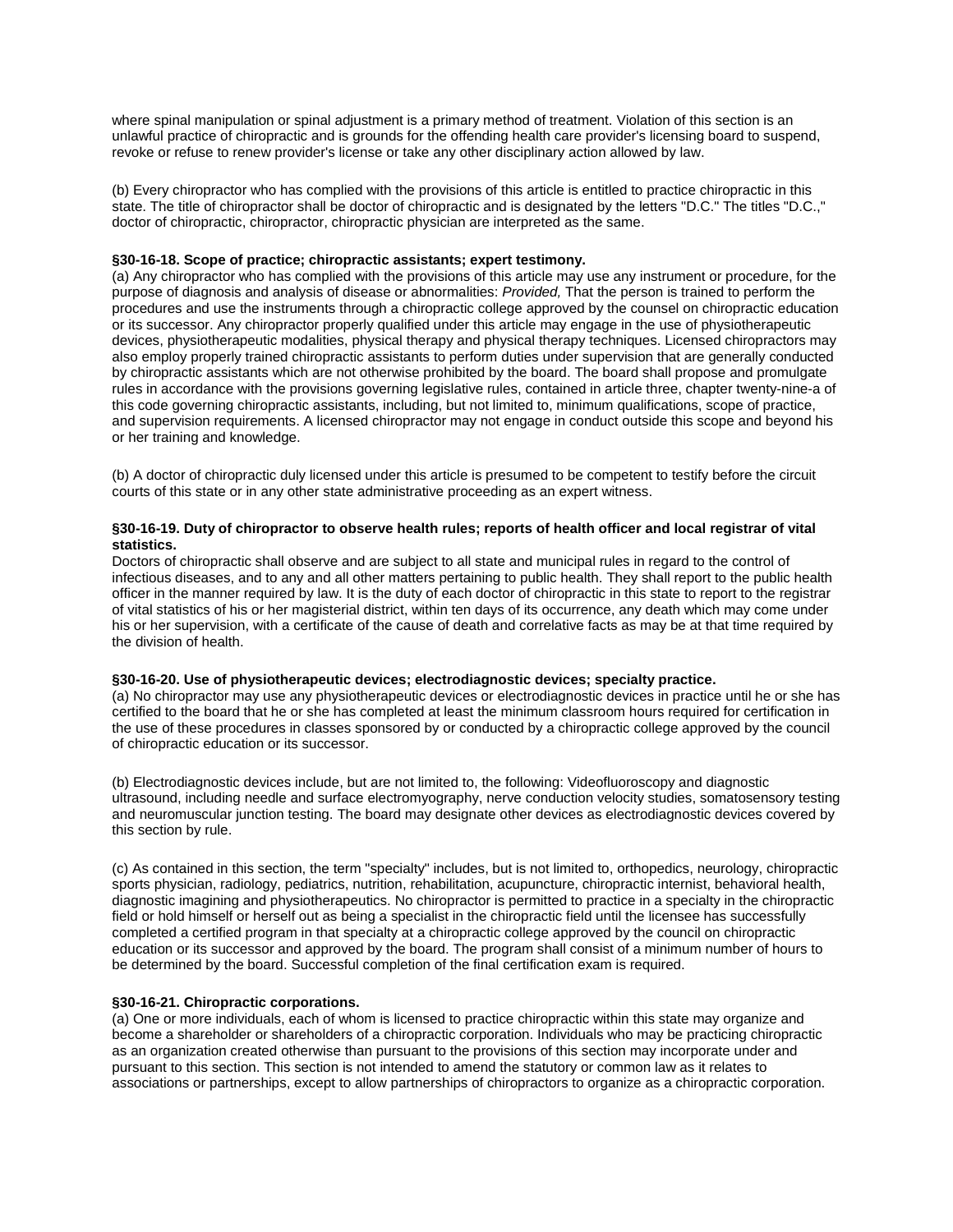where spinal manipulation or spinal adjustment is a primary method of treatment. Violation of this section is an unlawful practice of chiropractic and is grounds for the offending health care provider's licensing board to suspend, revoke or refuse to renew provider's license or take any other disciplinary action allowed by law.

(b) Every chiropractor who has complied with the provisions of this article is entitled to practice chiropractic in this state. The title of chiropractor shall be doctor of chiropractic and is designated by the letters "D.C." The titles "D.C.," doctor of chiropractic, chiropractor, chiropractic physician are interpreted as the same.

**§30-16-18. Scope of practice; chiropractic assistants; expert testimony.**

(a) Any chiropractor who has complied with the provisions of this article may use any instrument or procedure, for the purpose of diagnosis and analysis of disease or abnormalities: *Provided,* That the person is trained to perform the procedures and use the instruments through a chiropractic college approved by the counsel on chiropractic education or its successor. Any chiropractor properly qualified under this article may engage in the use of physiotherapeutic devices, physiotherapeutic modalities, physical therapy and physical therapy techniques. Licensed chiropractors may also employ properly trained chiropractic assistants to perform duties under supervision that are generally conducted by chiropractic assistants which are not otherwise prohibited by the board. The board shall propose and promulgate rules in accordance with the provisions governing legislative rules, contained in article three, chapter twenty-nine-a of this code governing chiropractic assistants, including, but not limited to, minimum qualifications, scope of practice, and supervision requirements. A licensed chiropractor may not engage in conduct outside this scope and beyond his or her training and knowledge.

(b) A doctor of chiropractic duly licensed under this article is presumed to be competent to testify before the circuit courts of this state or in any other state administrative proceeding as an expert witness.

**§30-16-19. Duty of chiropractor to observe health rules; reports of health officer and local registrar of vital statistics.**

Doctors of chiropractic shall observe and are subject to all state and municipal rules in regard to the control of infectious diseases, and to any and all other matters pertaining to public health. They shall report to the public health officer in the manner required by law. It is the duty of each doctor of chiropractic in this state to report to the registrar of vital statistics of his or her magisterial district, within ten days of its occurrence, any death which may come under his or her supervision, with a certificate of the cause of death and correlative facts as may be at that time required by the division of health.

**§30-16-20. Use of physiotherapeutic devices; electrodiagnostic devices; specialty practice.**

(a) No chiropractor may use any physiotherapeutic devices or electrodiagnostic devices in practice until he or she has certified to the board that he or she has completed at least the minimum classroom hours required for certification in the use of these procedures in classes sponsored by or conducted by a chiropractic college approved by the council of chiropractic education or its successor.

(b) Electrodiagnostic devices include, but are not limited to, the following: Videofluoroscopy and diagnostic ultrasound, including needle and surface electromyography, nerve conduction velocity studies, somatosensory testing and neuromuscular junction testing. The board may designate other devices as electrodiagnostic devices covered by this section by rule.

(c) As contained in this section, the term "specialty" includes, but is not limited to, orthopedics, neurology, chiropractic sports physician, radiology, pediatrics, nutrition, rehabilitation, acupuncture, chiropractic internist, behavioral health, diagnostic imaging and physiotherapeutics. No chiropractor is permitted to practice in a specialty in the chiropractic field or hold himself or herself out as being a specialist in the chiropractic field until the licensee has successfully completed a certified program in that specialty at a chiropractic college approved by the council on chiropractic education or its successor and approved by the board. The program shall consist of a minimum number of hours to be determined by the board. Successful completion of the final certification exam is required.

**§30-16-21. Chiropractic corporations.**

(a) One or more individuals, each of whom is licensed to practice chiropractic within this state may organize and become a shareholder or shareholders of a chiropractic corporation. Individuals who may be practicing chiropractic as an organization created otherwise than pursuant to the provisions of this section may incorporate under and pursuant to this section. This section is not intended to amend the statutory or common law as it relates to associations or partnerships, except to allow partnerships of chiropractors to organize as a chiropractic corporation.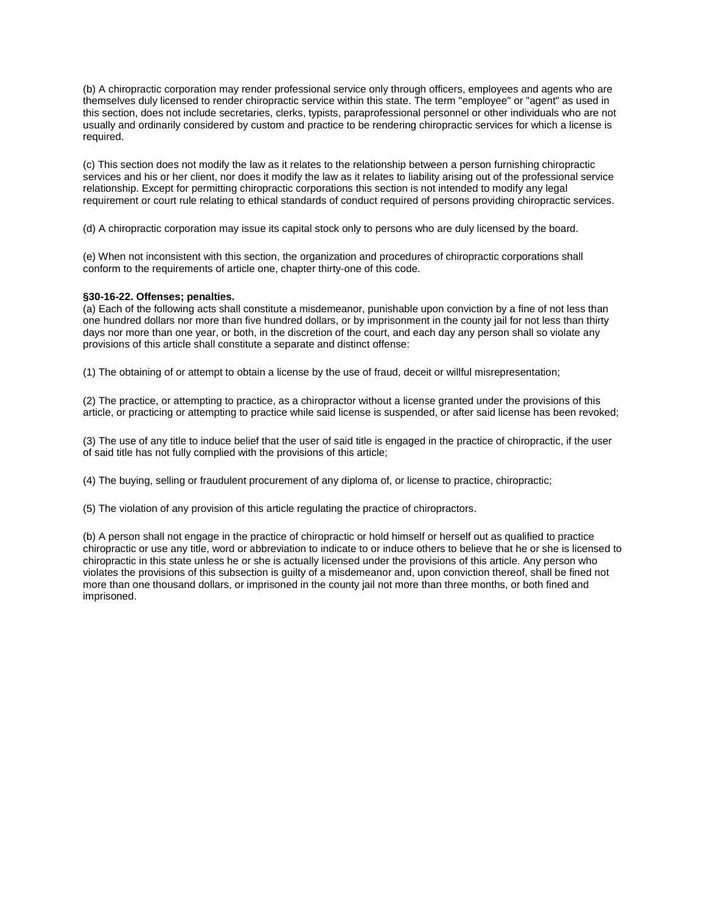(b) A chiropractic corporation may render professional service only through officers, employees and agents who are themselves duly licensed to render chiropractic service within this state. The term "employee" or "agent" as used in this section, does not include secretaries, clerks, typists, paraprofessional personnel or other individuals who are not usually and ordinarily considered by custom and practice to be rendering chiropractic services for which a license is required.

(c) This section does not modify the law as it relates to the relationship between a person furnishing chiropractic services and his or her client, nor does it modify the law as it relates to liability arising out of the professional service relationship. Except for permitting chiropractic corporations this section is not intended to modify any legal requirement or court rule relating to ethical standards of conduct required of persons providing chiropractic services.

(d) A chiropractic corporation may issue its capital stock only to persons who are duly licensed by the board.

(e) When not inconsistent with this section, the organization and procedures of chiropractic corporations shall conform to the requirements of article one, chapter thirty-one of this code.

**§30-16-22. Offenses; penalties.**

(a) Each of the following acts shall constitute a misdemeanor, punishable upon conviction by a fine of not less than one hundred dollars nor more than five hundred dollars, or by imprisonment in the county jail for not less than thirty days nor more than one year, or both, in the discretion of the court, and each day any person shall so violate any provisions of this article shall constitute a separate and distinct offense:

(1) The obtaining of or attempt to obtain a license by the use of fraud, deceit or willful misrepresentation;

(2) The practice, or attempting to practice, as a chiropractor without a license granted under the provisions of this article, or practicing or attempting to practice while said license is suspended, or after said license has been revoked;

(3) The use of any title to induce belief that the user of said title is engaged in the practice of chiropractic, if the user of said title has not fully complied with the provisions of this article;

(4) The buying, selling or fraudulent procurement of any diploma of, or license to practice, chiropractic;

(5) The violation of any provision of this article regulating the practice of chiropractors.

(b) A person shall not engage in the practice of chiropractic or hold himself or herself out as qualified to practice chiropractic or use any title, word or abbreviation to indicate to or induce others to believe that he or she is licensed to chiropractic in this state unless he or she is actually licensed under the provisions of this article. Any person who violates the provisions of this subsection is guilty of a misdemeanor and, upon conviction thereof, shall be fined not more than one thousand dollars, or imprisoned in the county jail not more than three months, or both fined and imprisoned.